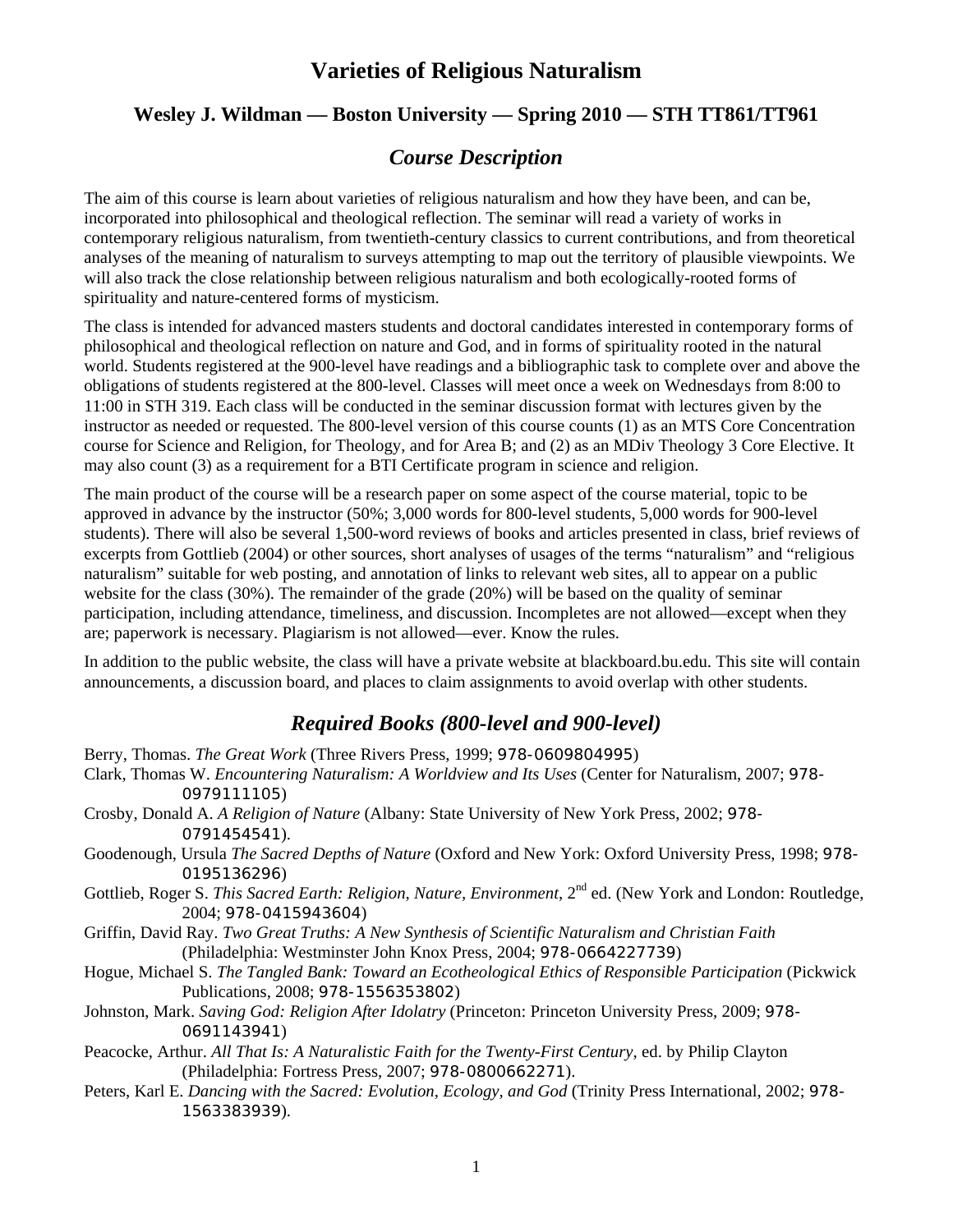# Varieties of Religious Naturalism

## Wesley J. Wildman — Boston University — Spring 2010 — STH TT861/TT961

## *Course Description*

The aim of this course is learn about varieties of religious naturalism and how they have been, and can be, incorporated into philosophical and theological reflection. The seminar will read a variety of works in contemporary religious naturalism, from twentieth-century classics to current contributions, and from theoretical analyses of the meaning of naturalism to surveys attempting to map out the territory of plausible viewpoints. We will also track the close relationship between religious naturalism and both ecologically-rooted forms of spirituality and nature-centered forms of mysticism.

The class is intended for advanced masters students and doctoral candidates interested in contemporary forms of philosophical and theological reflection on nature and God, and in forms of spirituality rooted in the natural world. Students registered at the 900-level have readings and a bibliographic task to complete over and above the obligations of students registered at the 800-level. Classes will meet once a week on Wednesdays from 8:00 to 11:00 in STH 319. Each class will be conducted in the seminar discussion format with lectures given by the instructor as needed or requested. The 800-level version of this course counts (1) as an MTS Core Concentration course for Science and Religion, for Theology, and for Area B; and (2) as an MDiv Theology 3 Core Elective. It may also count (3) as a requirement for a BTI Certificate program in science and religion.

The main product of the course will be a research paper on some aspect of the course material, topic to be approved in advance by the instructor (50%; 3,000 words for 800-level students, 5,000 words for 900-level students). There will also be several 1,500-word reviews of books and articles presented in class, brief reviews of excerpts from Gottlieb (2004) or other sources, short analyses of usages of the terms "naturalism" and "religious naturalism" suitable for web posting, and annotation of links to relevant web sites, all to appear on a public website for the class (30%). The remainder of the grade (20%) will be based on the quality of seminar participation, including attendance, timeliness, and discussion. Incompletes are not allowed—except when they are; paperwork is necessary. Plagiarism is not allowed—ever. Know the rules.

In addition to the public website, the class will have a private website at blackboard.bu.edu. This site will contain announcements, a discussion board, and places to claim assignments to avoid overlap with other students.

## *Required Books (800-level and 900-level)*

Berry, Thomas. *The Great Work* (Three Rivers Press, 1999; 978-0609804995)

Clark, Thomas W. *Encountering Naturalism: A Worldview and Its Uses* (Center for Naturalism, 2007; 978-0979111105)

Crosby, Donald A. *A Religion of Nature* (Albany: State University of New York Press, 2002; 978-0791454541).

Goodenough, Ursula *The Sacred Depths of Nature* (Oxford and New York: Oxford University Press, 1998; 978-0195136296)

Gottlieb, Roger S. *This Sacred Earth: Religion, Nature, Environment*, 2nd ed. (New York and London: Routledge, 2004; 978-0415943604)

Griffin, David Ray. *Two Great Truths: A New Synthesis of Scientific Naturalism and Christian Faith* (Philadelphia: Westminster John Knox Press, 2004; 978-0664227739)

Hogue, Michael S. *The Tangled Bank: Toward an Ecotheological Ethics of Responsible Participation* (Pickwick Publications, 2008; 978-1556353802)

Johnston, Mark. *Saving God: Religion After Idolatry* (Princeton: Princeton University Press, 2009; 978-0691143941)

Peacocke, Arthur. *All That Is: A Naturalistic Faith for the Twenty-First Century*, ed. by Philip Clayton (Philadelphia: Fortress Press, 2007; 978-0800662271).

Peters, Karl E. *Dancing with the Sacred: Evolution, Ecology, and God* (Trinity Press International, 2002; 978-1563383939).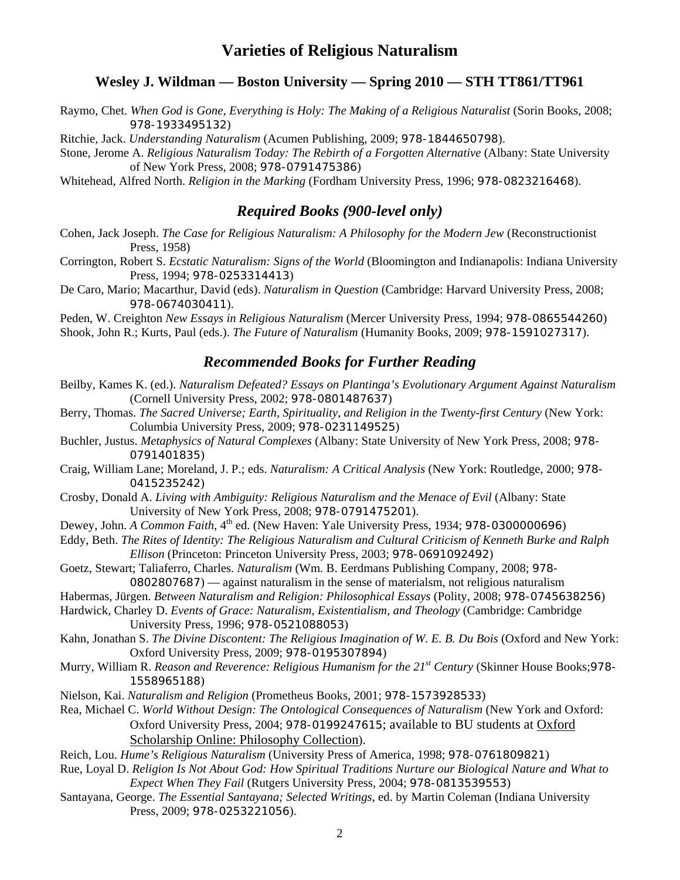# Varieties of Religious Naturalism

### Wesley J. Wildman — Boston University — Spring 2010 — STH TT861/TT961

Raymo, Chet. *When God is Gone, Everything is Holy: The Making of a Religious Naturalist* (Sorin Books, 2008; 978-1933495132)

Ritchie, Jack. *Understanding Naturalism* (Acumen Publishing, 2009; 978-1844650798).

Stone, Jerome A. *Religious Naturalism Today: The Rebirth of a Forgotten Alternative* (Albany: State University of New York Press, 2008; 978-0791475386)

Whitehead, Alfred North. *Religion in the Marking* (Fordham University Press, 1996; 978-0823216468).

## *Required Books (900-level only)*

Cohen, Jack Joseph. *The Case for Religious Naturalism: A Philosophy for the Modern Jew* (Reconstructionist Press, 1958)

Corrington, Robert S. *Ecstatic Naturalism: Signs of the World* (Bloomington and Indianapolis: Indiana University Press, 1994; 978-0253314413)

De Caro, Mario; Macarthur, David (eds). *Naturalism in Question* (Cambridge: Harvard University Press, 2008; 978-0674030411).

Peden, W. Creighton *New Essays in Religious Naturalism* (Mercer University Press, 1994; 978-0865544260)

Shook, John R.; Kurts, Paul (eds.). *The Future of Naturalism* (Humanity Books, 2009; 978-1591027317).

## *Recommended Books for Further Reading*

Beilby, Kames K. (ed.). *Naturalism Defeated? Essays on Plantinga's Evolutionary Argument Against Naturalism* (Cornell University Press, 2002; 978-0801487637)

Berry, Thomas. *The Sacred Universe; Earth, Spirituality, and Religion in the Twenty-first Century* (New York: Columbia University Press, 2009; 978-0231149525)

Buchler, Justus. *Metaphysics of Natural Complexes* (Albany: State University of New York Press, 2008; 978-0791401835)

Craig, William Lane; Moreland, J. P.; eds. *Naturalism: A Critical Analysis* (New York: Routledge, 2000; 978-0415235242)

Crosby, Donald A. *Living with Ambiguity: Religious Naturalism and the Menace of Evil* (Albany: State University of New York Press, 2008; 978-0791475201).

Dewey, John. *A Common Faith*, 4th ed. (New Haven: Yale University Press, 1934; 978-0300000696)

Eddy, Beth. *The Rites of Identity: The Religious Naturalism and Cultural Criticism of Kenneth Burke and Ralph Ellison* (Princeton: Princeton University Press, 2003; 978-0691092492)

Goetz, Stewart; Taliaferro, Charles. *Naturalism* (Wm. B. Eerdmans Publishing Company, 2008; 978-0802807687) — against naturalism in the sense of materialsm, not religious naturalism

Habermas, Jürgen. *Between Naturalism and Religion: Philosophical Essays* (Polity, 2008; 978-0745638256)

Hardwick, Charley D. *Events of Grace: Naturalism, Existentialism, and Theology* (Cambridge: Cambridge University Press, 1996; 978-0521088053)

Kahn, Jonathan S. *The Divine Discontent: The Religious Imagination of W. E. B. Du Bois* (Oxford and New York: Oxford University Press, 2009; 978-0195307894)

Murry, William R. *Reason and Reverence: Religious Humanism for the 21st Century* (Skinner House Books;978-1558965188)

Nielson, Kai. *Naturalism and Religion* (Prometheus Books, 2001; 978-1573928533)

Rea, Michael C. *World Without Design: The Ontological Consequences of Naturalism* (New York and Oxford: Oxford University Press, 2004; 978-0199247615; available to BU students at Oxford Scholarship Online: Philosophy Collection).

Reich, Lou. *Hume's Religious Naturalism* (University Press of America, 1998; 978-0761809821)

Rue, Loyal D. *Religion Is Not About God: How Spiritual Traditions Nurture our Biological Nature and What to Expect When They Fail* (Rutgers University Press, 2004; 978-0813539553)

Santayana, George. *The Essential Santayana; Selected Writings*, ed. by Martin Coleman (Indiana University Press, 2009; 978-0253221056).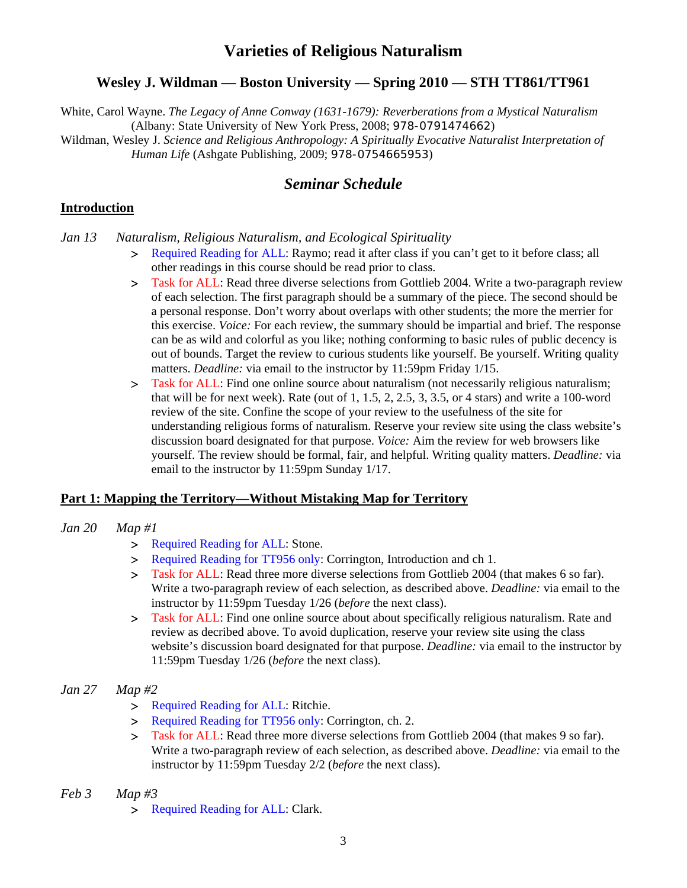# Varieties of Religious Naturalism

## Wesley J. Wildman — Boston University — Spring 2010 — STH TT861/TT961

White, Carol Wayne. *The Legacy of Anne Conway (1631-1679): Reverberations from a Mystical Naturalism* (Albany: State University of New York Press, 2008; 978-0791474662)

Wildman, Wesley J. *Science and Religious Anthropology: A Spiritually Evocative Naturalist Interpretation of Human Life* (Ashgate Publishing, 2009; 978-0754665953)

## *Seminar Schedule*

### Introduction

*Jan 13* *Naturalism, Religious Naturalism, and Ecological Spirituality*

- Required Reading for ALL: Raymo; read it after class if you can't get to it before class; all other readings in this course should be read prior to class.
- Task for ALL: Read three diverse selections from Gottlieb 2004. Write a two-paragraph review of each selection. The first paragraph should be a summary of the piece. The second should be a personal response. Don't worry about overlaps with other students; the more the merrier for this exercise. *Voice:* For each review, the summary should be impartial and brief. The response can be as wild and colorful as you like; nothing conforming to basic rules of public decency is out of bounds. Target the review to curious students like yourself. Be yourself. Writing quality matters. *Deadline:* via email to the instructor by 11:59pm Friday 1/15.
- Task for ALL: Find one online source about naturalism (not necessarily religious naturalism; that will be for next week). Rate (out of 1, 1.5, 2, 2.5, 3, 3.5, or 4 stars) and write a 100-word review of the site. Confine the scope of your review to the usefulness of the site for understanding religious forms of naturalism. Reserve your review site using the class website's discussion board designated for that purpose. *Voice:* Aim the review for web browsers like yourself. The review should be formal, fair, and helpful. Writing quality matters. *Deadline:* via email to the instructor by 11:59pm Sunday 1/17.

### Part 1: Mapping the Territory—Without Mistaking Map for Territory

*Jan 20* *Map #1*

- Required Reading for ALL: Stone.
- Required Reading for TT956 only: Corrington, Introduction and ch 1.
- Task for ALL: Read three more diverse selections from Gottlieb 2004 (that makes 6 so far). Write a two-paragraph review of each selection, as described above. *Deadline:* via email to the instructor by 11:59pm Tuesday 1/26 (*before* the next class).
- Task for ALL: Find one online source about about specifically religious naturalism. Rate and review as decribed above. To avoid duplication, reserve your review site using the class website's discussion board designated for that purpose. *Deadline:* via email to the instructor by 11:59pm Tuesday 1/26 (*before* the next class).

*Jan 27* *Map #2*

- Required Reading for ALL: Ritchie.
- Required Reading for TT956 only: Corrington, ch. 2.
- Task for ALL: Read three more diverse selections from Gottlieb 2004 (that makes 9 so far). Write a two-paragraph review of each selection, as described above. *Deadline:* via email to the instructor by 11:59pm Tuesday 2/2 (*before* the next class).

*Feb 3* *Map #3*

- Required Reading for ALL: Clark.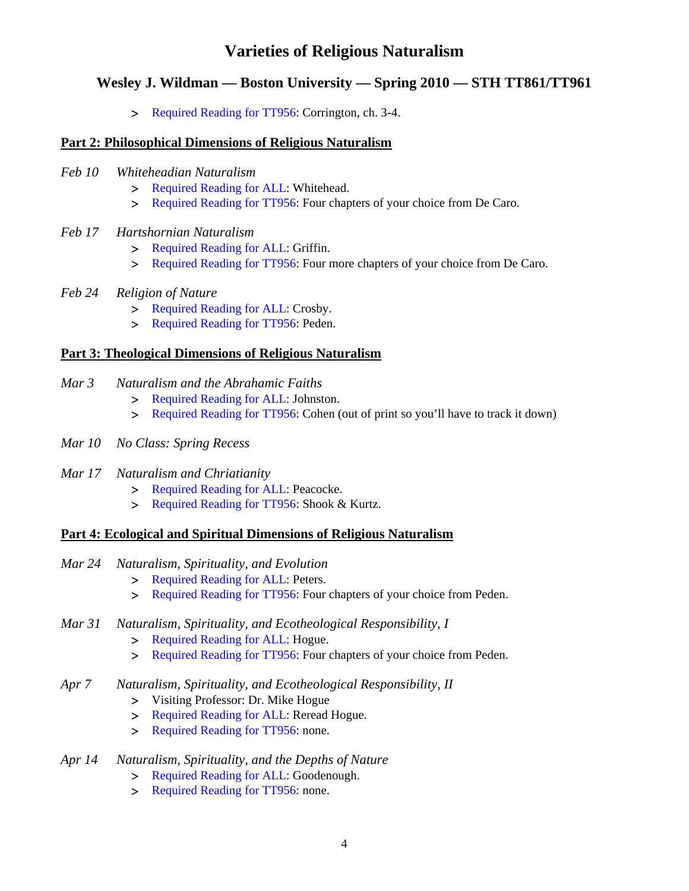- Required Reading for TT956: Corrington, ch. 3-4.

## Part 2: Philosophical Dimensions of Religious Naturalism

*Feb 10* *Whiteheadian Naturalism*

- Required Reading for ALL: Whitehead.
- Required Reading for TT956: Four chapters of your choice from De Caro.

*Feb 17* *Hartshornian Naturalism*

- Required Reading for ALL: Griffin.
- Required Reading for TT956: Four more chapters of your choice from De Caro.

*Feb 24* *Religion of Nature*

- Required Reading for ALL: Crosby.
- Required Reading for TT956: Peden.

## Part 3: Theological Dimensions of Religious Naturalism

*Mar 3* *Naturalism and the Abrahamic Faiths*

- Required Reading for ALL: Johnston.
- Required Reading for TT956: Cohen (out of print so you'll have to track it down)

*Mar 10* *No Class: Spring Recess*

*Mar 17* *Naturalism and Chriatianity*

- Required Reading for ALL: Peacocke.
- Required Reading for TT956: Shook & Kurtz.

## Part 4: Ecological and Spiritual Dimensions of Religious Naturalism

*Mar 24* *Naturalism, Spirituality, and Evolution*

- Required Reading for ALL: Peters.
- Required Reading for TT956: Four chapters of your choice from Peden.

*Mar 31* *Naturalism, Spirituality, and Ecotheological Responsibility, I*

- Required Reading for ALL: Hogue.
- Required Reading for TT956: Four chapters of your choice from Peden.

*Apr 7* *Naturalism, Spirituality, and Ecotheological Responsibility, II*

- Visiting Professor: Dr. Mike Hogue
- Required Reading for ALL: Reread Hogue.
- Required Reading for TT956: none.

*Apr 14* *Naturalism, Spirituality, and the Depths of Nature*

- Required Reading for ALL: Goodenough.
- Required Reading for TT956: none.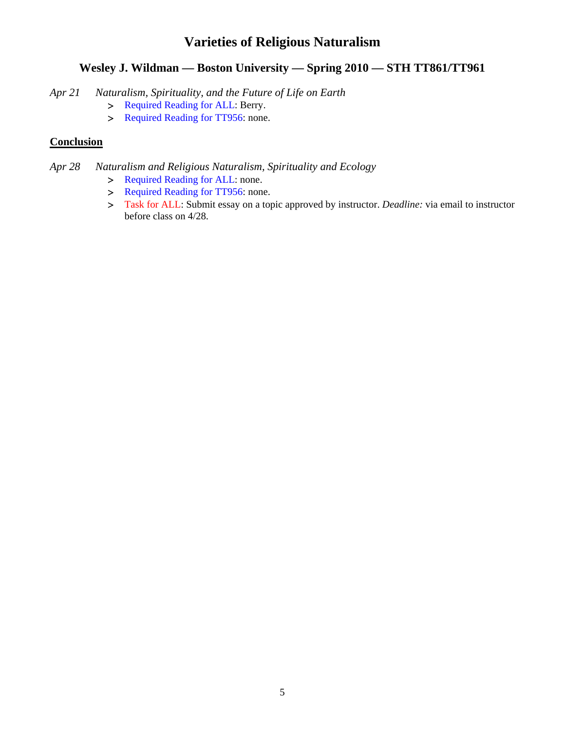# Varieties of Religious Naturalism

## Wesley J. Wildman — Boston University — Spring 2010 — STH TT861/TT961

*Apr 21* *Naturalism, Spirituality, and the Future of Life on Earth*

- Required Reading for ALL: Berry.
- Required Reading for TT956: none.

**Conclusion**

*Apr 28* *Naturalism and Religious Naturalism, Spirituality and Ecology*

- Required Reading for ALL: none.
- Required Reading for TT956: none.
- Task for ALL: Submit essay on a topic approved by instructor. *Deadline:* via email to instructor before class on 4/28.